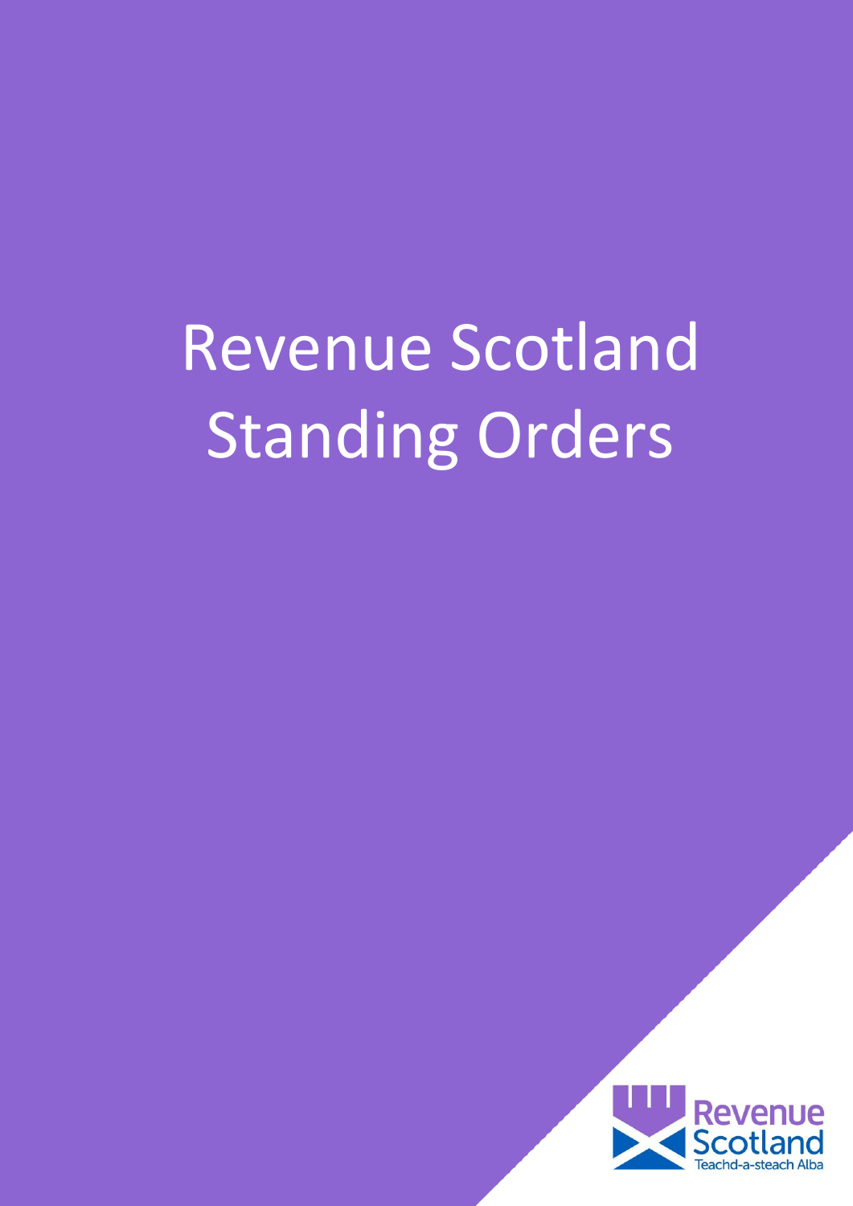# Revenue Scotland Standing Orders

Revenue Scotland

Teachd-a-steach Alba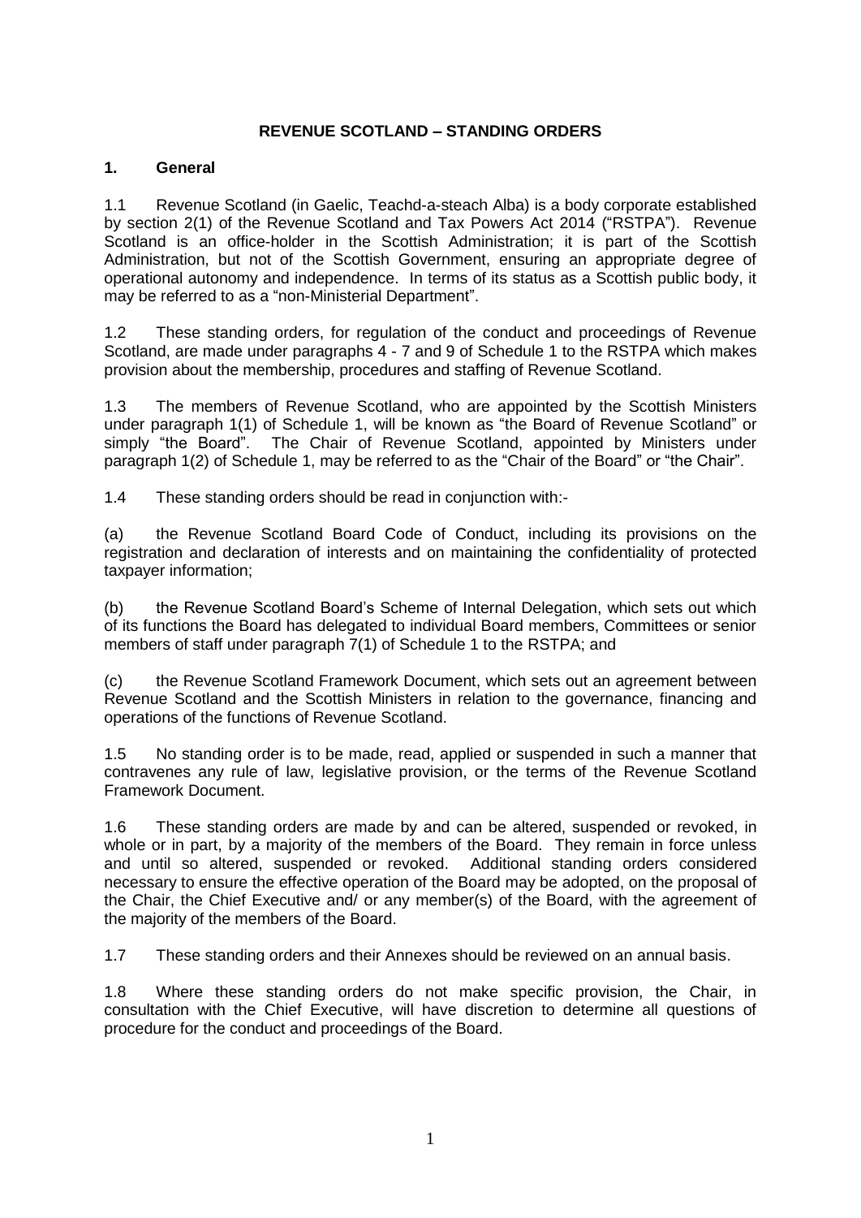**REVENUE SCOTLAND – STANDING ORDERS**

## 1. General

1.1 Revenue Scotland (in Gaelic, Teachd-a-steach Alba) is a body corporate established by section 2(1) of the Revenue Scotland and Tax Powers Act 2014 ("RSTPA"). Revenue Scotland is an office-holder in the Scottish Administration; it is part of the Scottish Administration, but not of the Scottish Government, ensuring an appropriate degree of operational autonomy and independence. In terms of its status as a Scottish public body, it may be referred to as a "non-Ministerial Department".

1.2 These standing orders, for regulation of the conduct and proceedings of Revenue Scotland, are made under paragraphs 4 - 7 and 9 of Schedule 1 to the RSTPA which makes provision about the membership, procedures and staffing of Revenue Scotland.

1.3 The members of Revenue Scotland, who are appointed by the Scottish Ministers under paragraph 1(1) of Schedule 1, will be known as "the Board of Revenue Scotland" or simply "the Board". The Chair of Revenue Scotland, appointed by Ministers under paragraph 1(2) of Schedule 1, may be referred to as the "Chair of the Board" or "the Chair".

1.4 These standing orders should be read in conjunction with:-

(a) the Revenue Scotland Board Code of Conduct, including its provisions on the registration and declaration of interests and on maintaining the confidentiality of protected taxpayer information;

(b) the Revenue Scotland Board's Scheme of Internal Delegation, which sets out which of its functions the Board has delegated to individual Board members, Committees or senior members of staff under paragraph 7(1) of Schedule 1 to the RSTPA; and

(c) the Revenue Scotland Framework Document, which sets out an agreement between Revenue Scotland and the Scottish Ministers in relation to the governance, financing and operations of the functions of Revenue Scotland.

1.5 No standing order is to be made, read, applied or suspended in such a manner that contravenes any rule of law, legislative provision, or the terms of the Revenue Scotland Framework Document.

1.6 These standing orders are made by and can be altered, suspended or revoked, in whole or in part, by a majority of the members of the Board. They remain in force unless and until so altered, suspended or revoked. Additional standing orders considered necessary to ensure the effective operation of the Board may be adopted, on the proposal of the Chair, the Chief Executive and/ or any member(s) of the Board, with the agreement of the majority of the members of the Board.

1.7 These standing orders and their Annexes should be reviewed on an annual basis.

1.8 Where these standing orders do not make specific provision, the Chair, in consultation with the Chief Executive, will have discretion to determine all questions of procedure for the conduct and proceedings of the Board.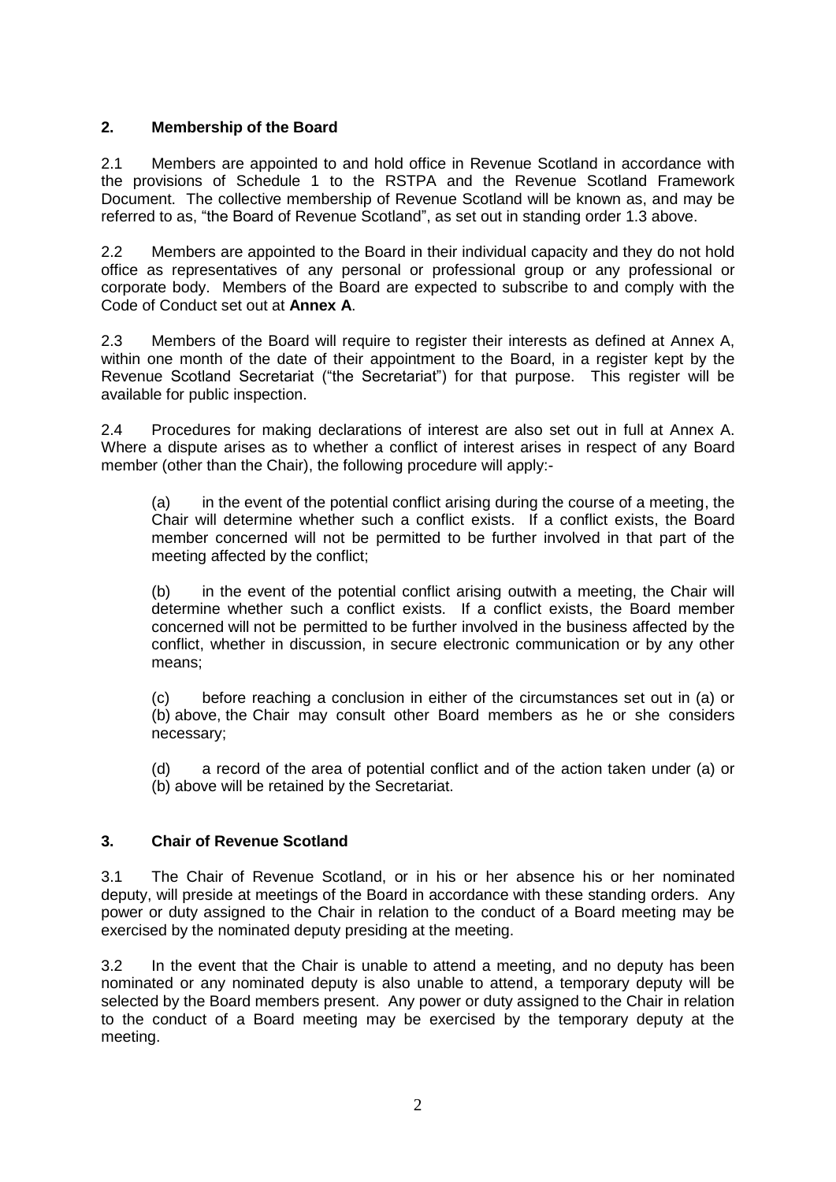## 2. Membership of the Board

2.1 Members are appointed to and hold office in Revenue Scotland in accordance with the provisions of Schedule 1 to the RSTPA and the Revenue Scotland Framework Document. The collective membership of Revenue Scotland will be known as, and may be referred to as, "the Board of Revenue Scotland", as set out in standing order 1.3 above.

2.2 Members are appointed to the Board in their individual capacity and they do not hold office as representatives of any personal or professional group or any professional or corporate body. Members of the Board are expected to subscribe to and comply with the Code of Conduct set out at **Annex A**.

2.3 Members of the Board will require to register their interests as defined at Annex A, within one month of the date of their appointment to the Board, in a register kept by the Revenue Scotland Secretariat ("the Secretariat") for that purpose. This register will be available for public inspection.

2.4 Procedures for making declarations of interest are also set out in full at Annex A. Where a dispute arises as to whether a conflict of interest arises in respect of any Board member (other than the Chair), the following procedure will apply:-

(a) in the event of the potential conflict arising during the course of a meeting, the Chair will determine whether such a conflict exists. If a conflict exists, the Board member concerned will not be permitted to be further involved in that part of the meeting affected by the conflict;

(b) in the event of the potential conflict arising outwith a meeting, the Chair will determine whether such a conflict exists. If a conflict exists, the Board member concerned will not be permitted to be further involved in the business affected by the conflict, whether in discussion, in secure electronic communication or by any other means;

(c) before reaching a conclusion in either of the circumstances set out in (a) or (b) above, the Chair may consult other Board members as he or she considers necessary;

(d) a record of the area of potential conflict and of the action taken under (a) or (b) above will be retained by the Secretariat.

## 3. Chair of Revenue Scotland

3.1 The Chair of Revenue Scotland, or in his or her absence his or her nominated deputy, will preside at meetings of the Board in accordance with these standing orders. Any power or duty assigned to the Chair in relation to the conduct of a Board meeting may be exercised by the nominated deputy presiding at the meeting.

3.2 In the event that the Chair is unable to attend a meeting, and no deputy has been nominated or any nominated deputy is also unable to attend, a temporary deputy will be selected by the Board members present. Any power or duty assigned to the Chair in relation to the conduct of a Board meeting may be exercised by the temporary deputy at the meeting.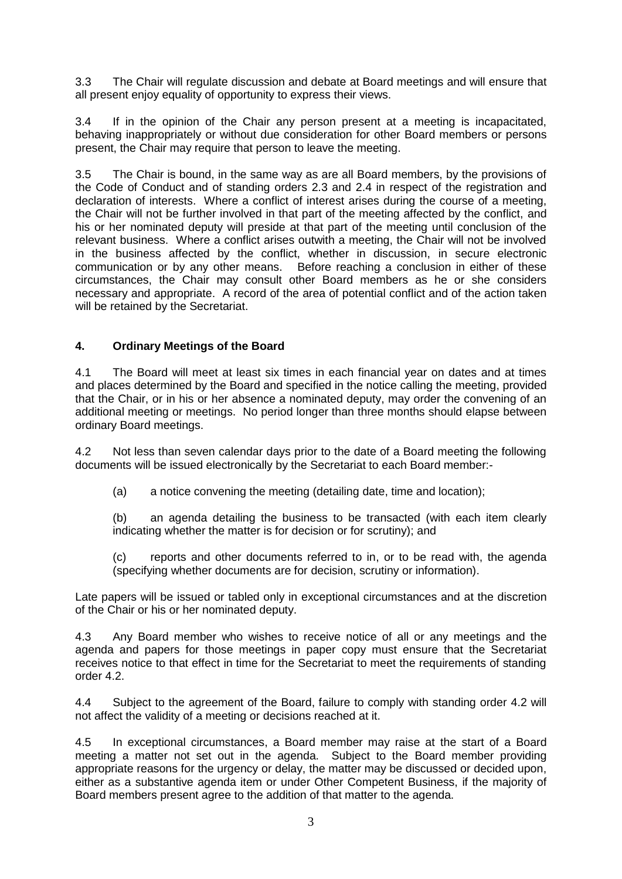3.3 The Chair will regulate discussion and debate at Board meetings and will ensure that all present enjoy equality of opportunity to express their views.

3.4 If in the opinion of the Chair any person present at a meeting is incapacitated, behaving inappropriately or without due consideration for other Board members or persons present, the Chair may require that person to leave the meeting.

3.5 The Chair is bound, in the same way as are all Board members, by the provisions of the Code of Conduct and of standing orders 2.3 and 2.4 in respect of the registration and declaration of interests. Where a conflict of interest arises during the course of a meeting, the Chair will not be further involved in that part of the meeting affected by the conflict, and his or her nominated deputy will preside at that part of the meeting until conclusion of the relevant business. Where a conflict arises outwith a meeting, the Chair will not be involved in the business affected by the conflict, whether in discussion, in secure electronic communication or by any other means. Before reaching a conclusion in either of these circumstances, the Chair may consult other Board members as he or she considers necessary and appropriate. A record of the area of potential conflict and of the action taken will be retained by the Secretariat.

## 4. Ordinary Meetings of the Board

4.1 The Board will meet at least six times in each financial year on dates and at times and places determined by the Board and specified in the notice calling the meeting, provided that the Chair, or in his or her absence a nominated deputy, may order the convening of an additional meeting or meetings. No period longer than three months should elapse between ordinary Board meetings.

4.2 Not less than seven calendar days prior to the date of a Board meeting the following documents will be issued electronically by the Secretariat to each Board member:-

(a) a notice convening the meeting (detailing date, time and location);

(b) an agenda detailing the business to be transacted (with each item clearly indicating whether the matter is for decision or for scrutiny); and

(c) reports and other documents referred to in, or to be read with, the agenda (specifying whether documents are for decision, scrutiny or information).

Late papers will be issued or tabled only in exceptional circumstances and at the discretion of the Chair or his or her nominated deputy.

4.3 Any Board member who wishes to receive notice of all or any meetings and the agenda and papers for those meetings in paper copy must ensure that the Secretariat receives notice to that effect in time for the Secretariat to meet the requirements of standing order 4.2.

4.4 Subject to the agreement of the Board, failure to comply with standing order 4.2 will not affect the validity of a meeting or decisions reached at it.

4.5 In exceptional circumstances, a Board member may raise at the start of a Board meeting a matter not set out in the agenda. Subject to the Board member providing appropriate reasons for the urgency or delay, the matter may be discussed or decided upon, either as a substantive agenda item or under Other Competent Business, if the majority of Board members present agree to the addition of that matter to the agenda.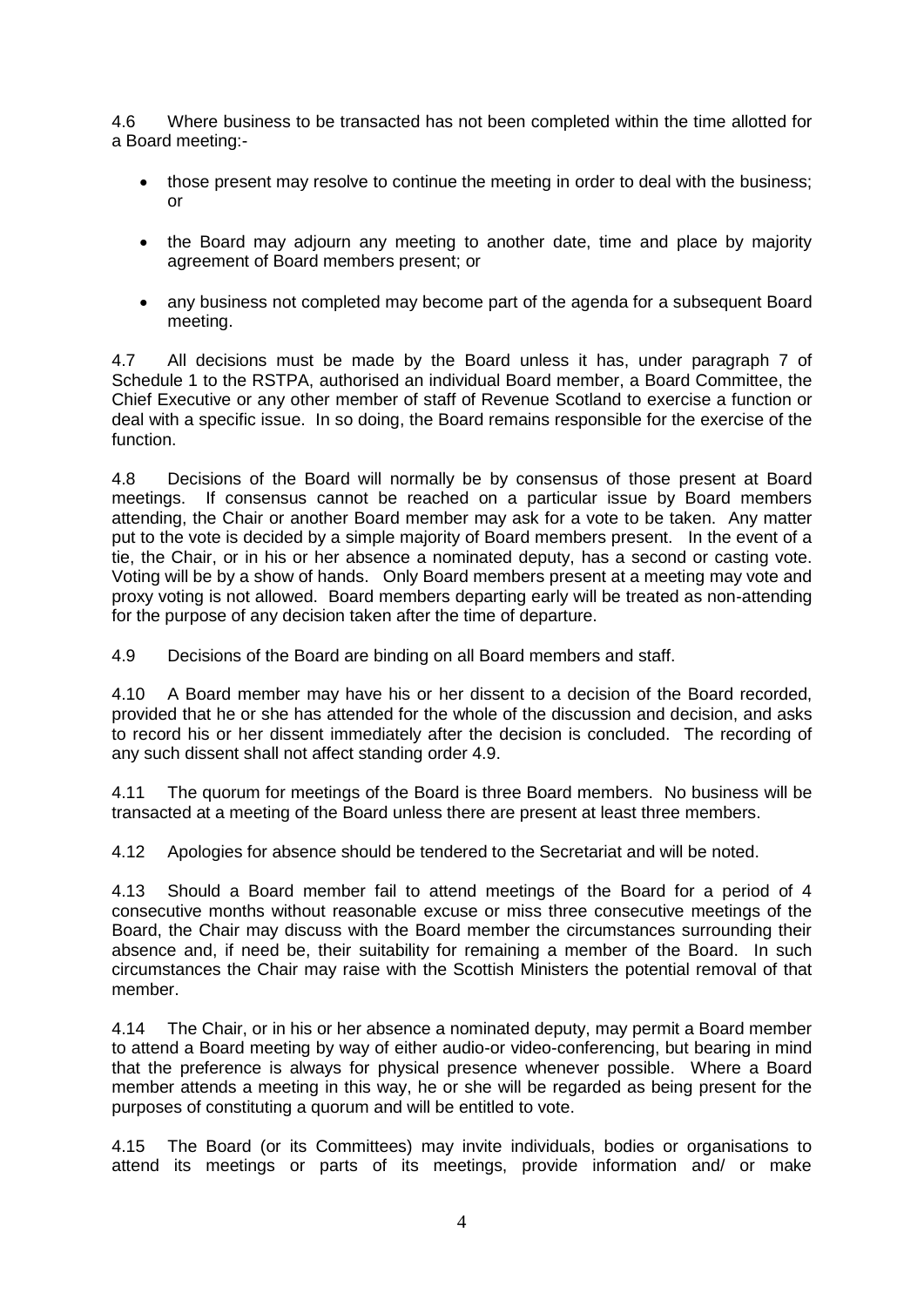4.6 Where business to be transacted has not been completed within the time allotted for a Board meeting:-

- those present may resolve to continue the meeting in order to deal with the business; or
- the Board may adjourn any meeting to another date, time and place by majority agreement of Board members present; or
- any business not completed may become part of the agenda for a subsequent Board meeting.

4.7 All decisions must be made by the Board unless it has, under paragraph 7 of Schedule 1 to the RSTPA, authorised an individual Board member, a Board Committee, the Chief Executive or any other member of staff of Revenue Scotland to exercise a function or deal with a specific issue. In so doing, the Board remains responsible for the exercise of the function.

4.8 Decisions of the Board will normally be by consensus of those present at Board meetings. If consensus cannot be reached on a particular issue by Board members attending, the Chair or another Board member may ask for a vote to be taken. Any matter put to the vote is decided by a simple majority of Board members present. In the event of a tie, the Chair, or in his or her absence a nominated deputy, has a second or casting vote. Voting will be by a show of hands. Only Board members present at a meeting may vote and proxy voting is not allowed. Board members departing early will be treated as non-attending for the purpose of any decision taken after the time of departure.

4.9 Decisions of the Board are binding on all Board members and staff.

4.10 A Board member may have his or her dissent to a decision of the Board recorded, provided that he or she has attended for the whole of the discussion and decision, and asks to record his or her dissent immediately after the decision is concluded. The recording of any such dissent shall not affect standing order 4.9.

4.11 The quorum for meetings of the Board is three Board members. No business will be transacted at a meeting of the Board unless there are present at least three members.

4.12 Apologies for absence should be tendered to the Secretariat and will be noted.

4.13 Should a Board member fail to attend meetings of the Board for a period of 4 consecutive months without reasonable excuse or miss three consecutive meetings of the Board, the Chair may discuss with the Board member the circumstances surrounding their absence and, if need be, their suitability for remaining a member of the Board. In such circumstances the Chair may raise with the Scottish Ministers the potential removal of that member.

4.14 The Chair, or in his or her absence a nominated deputy, may permit a Board member to attend a Board meeting by way of either audio-or video-conferencing, but bearing in mind that the preference is always for physical presence whenever possible. Where a Board member attends a meeting in this way, he or she will be regarded as being present for the purposes of constituting a quorum and will be entitled to vote.

4.15 The Board (or its Committees) may invite individuals, bodies or organisations to attend its meetings or parts of its meetings, provide information and/ or make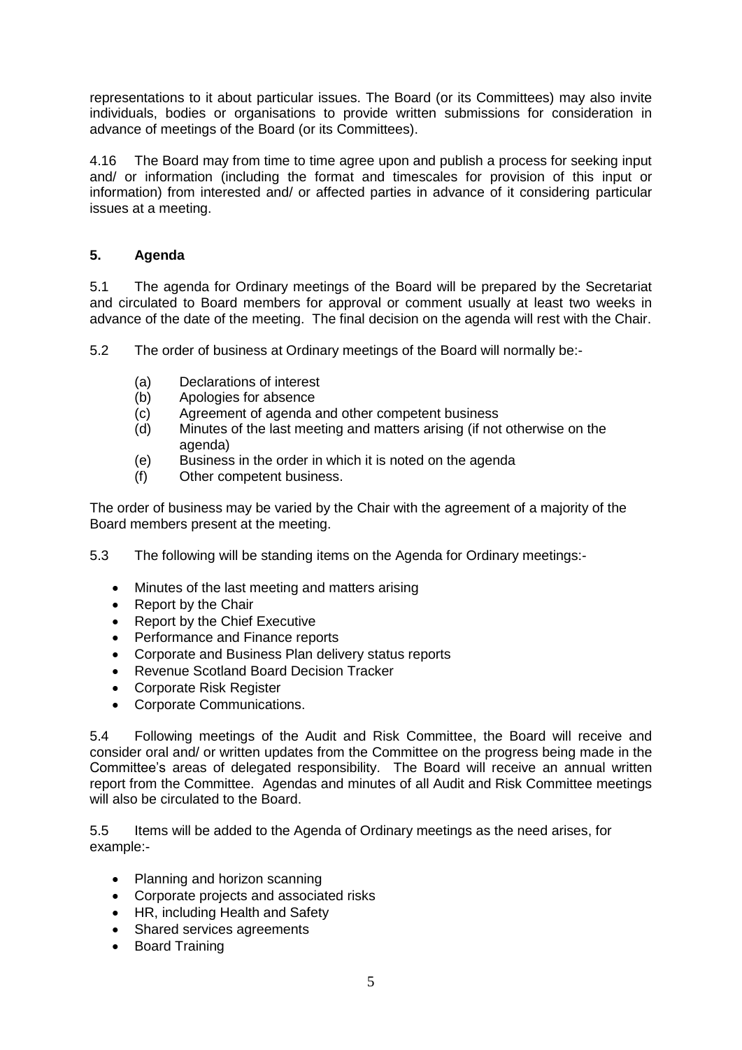representations to it about particular issues. The Board (or its Committees) may also invite individuals, bodies or organisations to provide written submissions for consideration in advance of meetings of the Board (or its Committees).

4.16 The Board may from time to time agree upon and publish a process for seeking input and/ or information (including the format and timescales for provision of this input or information) from interested and/ or affected parties in advance of it considering particular issues at a meeting.

## 5. Agenda

5.1 The agenda for Ordinary meetings of the Board will be prepared by the Secretariat and circulated to Board members for approval or comment usually at least two weeks in advance of the date of the meeting. The final decision on the agenda will rest with the Chair.

5.2 The order of business at Ordinary meetings of the Board will normally be:-

- (a) Declarations of interest
- (b) Apologies for absence
- (c) Agreement of agenda and other competent business
- (d) Minutes of the last meeting and matters arising (if not otherwise on the agenda)
- (e) Business in the order in which it is noted on the agenda
- (f) Other competent business.

The order of business may be varied by the Chair with the agreement of a majority of the Board members present at the meeting.

5.3 The following will be standing items on the Agenda for Ordinary meetings:-

- Minutes of the last meeting and matters arising
- Report by the Chair
- Report by the Chief Executive
- Performance and Finance reports
- Corporate and Business Plan delivery status reports
- Revenue Scotland Board Decision Tracker
- Corporate Risk Register
- Corporate Communications.

5.4 Following meetings of the Audit and Risk Committee, the Board will receive and consider oral and/ or written updates from the Committee on the progress being made in the Committee's areas of delegated responsibility. The Board will receive an annual written report from the Committee. Agendas and minutes of all Audit and Risk Committee meetings will also be circulated to the Board.

5.5 Items will be added to the Agenda of Ordinary meetings as the need arises, for example:-

- Planning and horizon scanning
- Corporate projects and associated risks
- HR, including Health and Safety
- Shared services agreements
- Board Training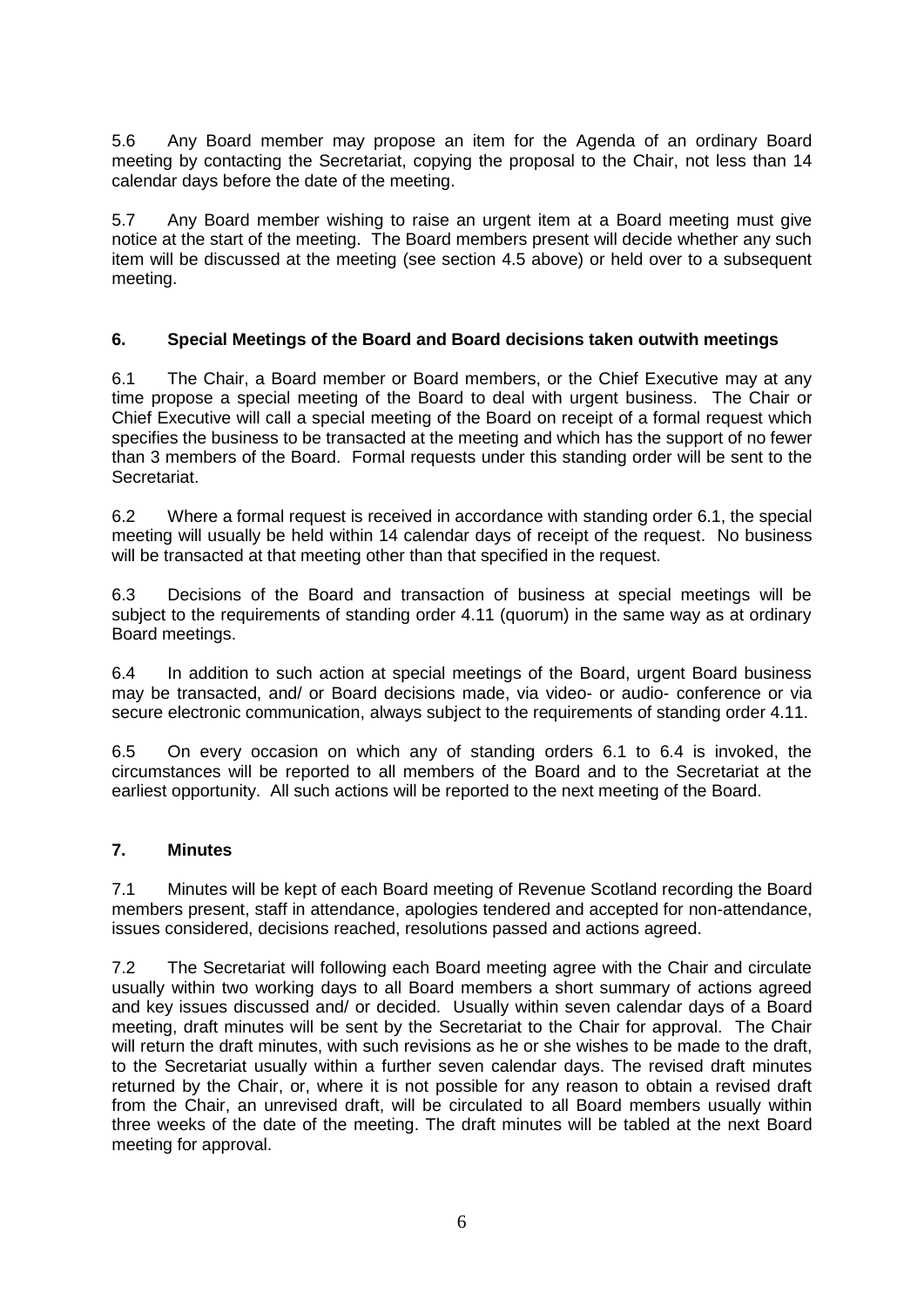5.6 Any Board member may propose an item for the Agenda of an ordinary Board meeting by contacting the Secretariat, copying the proposal to the Chair, not less than 14 calendar days before the date of the meeting.

5.7 Any Board member wishing to raise an urgent item at a Board meeting must give notice at the start of the meeting. The Board members present will decide whether any such item will be discussed at the meeting (see section 4.5 above) or held over to a subsequent meeting.

### 6. Special Meetings of the Board and Board decisions taken outwith meetings

6.1 The Chair, a Board member or Board members, or the Chief Executive may at any time propose a special meeting of the Board to deal with urgent business. The Chair or Chief Executive will call a special meeting of the Board on receipt of a formal request which specifies the business to be transacted at the meeting and which has the support of no fewer than 3 members of the Board. Formal requests under this standing order will be sent to the Secretariat.

6.2 Where a formal request is received in accordance with standing order 6.1, the special meeting will usually be held within 14 calendar days of receipt of the request. No business will be transacted at that meeting other than that specified in the request.

6.3 Decisions of the Board and transaction of business at special meetings will be subject to the requirements of standing order 4.11 (quorum) in the same way as at ordinary Board meetings.

6.4 In addition to such action at special meetings of the Board, urgent Board business may be transacted, and/ or Board decisions made, via video- or audio- conference or via secure electronic communication, always subject to the requirements of standing order 4.11.

6.5 On every occasion on which any of standing orders 6.1 to 6.4 is invoked, the circumstances will be reported to all members of the Board and to the Secretariat at the earliest opportunity. All such actions will be reported to the next meeting of the Board.

### 7. Minutes

7.1 Minutes will be kept of each Board meeting of Revenue Scotland recording the Board members present, staff in attendance, apologies tendered and accepted for non-attendance, issues considered, decisions reached, resolutions passed and actions agreed.

7.2 The Secretariat will following each Board meeting agree with the Chair and circulate usually within two working days to all Board members a short summary of actions agreed and key issues discussed and/ or decided. Usually within seven calendar days of a Board meeting, draft minutes will be sent by the Secretariat to the Chair for approval. The Chair will return the draft minutes, with such revisions as he or she wishes to be made to the draft, to the Secretariat usually within a further seven calendar days. The revised draft minutes returned by the Chair, or, where it is not possible for any reason to obtain a revised draft from the Chair, an unrevised draft, will be circulated to all Board members usually within three weeks of the date of the meeting. The draft minutes will be tabled at the next Board meeting for approval.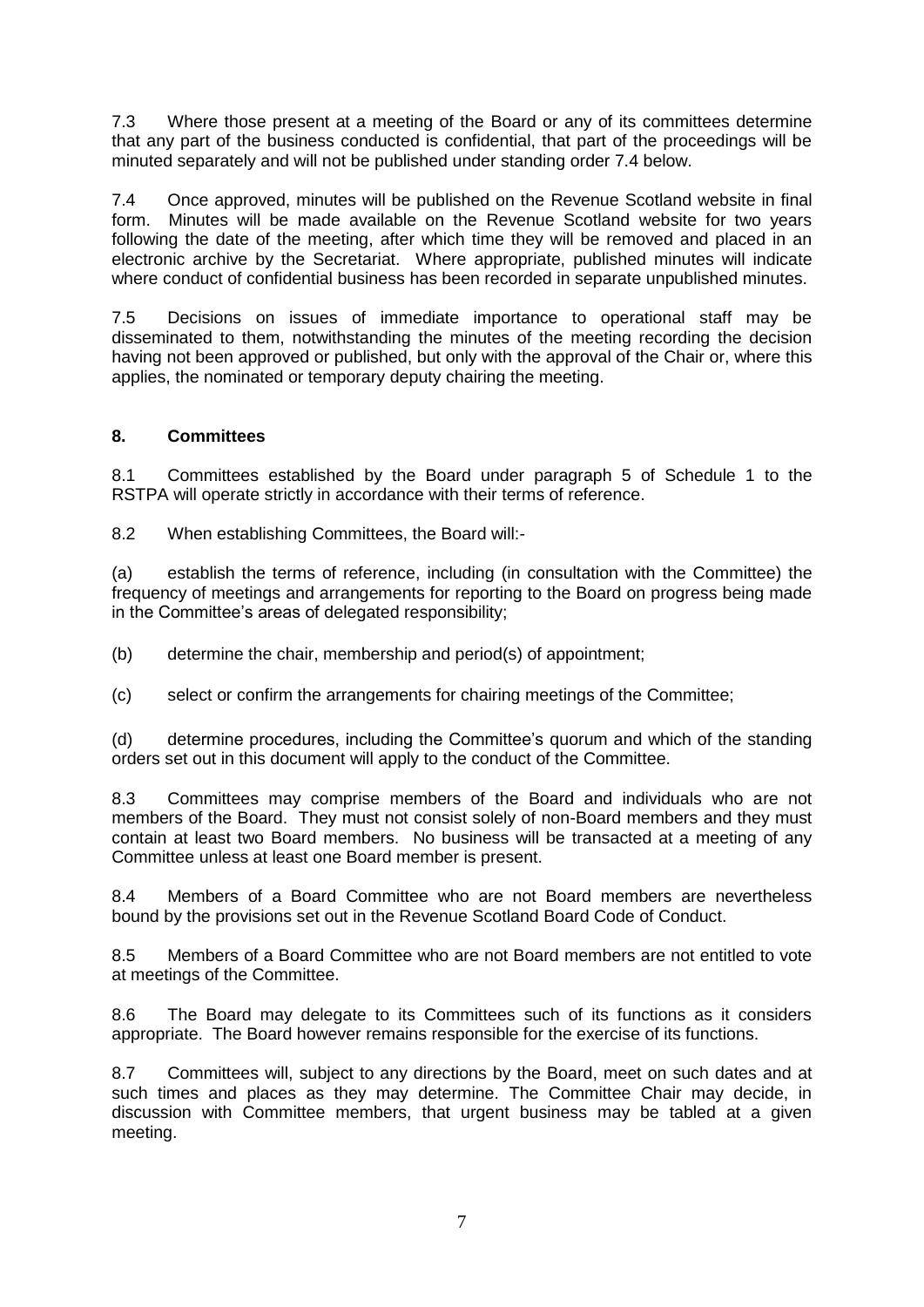7.3 Where those present at a meeting of the Board or any of its committees determine that any part of the business conducted is confidential, that part of the proceedings will be minuted separately and will not be published under standing order 7.4 below.

7.4 Once approved, minutes will be published on the Revenue Scotland website in final form. Minutes will be made available on the Revenue Scotland website for two years following the date of the meeting, after which time they will be removed and placed in an electronic archive by the Secretariat. Where appropriate, published minutes will indicate where conduct of confidential business has been recorded in separate unpublished minutes.

7.5 Decisions on issues of immediate importance to operational staff may be disseminated to them, notwithstanding the minutes of the meeting recording the decision having not been approved or published, but only with the approval of the Chair or, where this applies, the nominated or temporary deputy chairing the meeting.

## 8. Committees

8.1 Committees established by the Board under paragraph 5 of Schedule 1 to the RSTPA will operate strictly in accordance with their terms of reference.

8.2 When establishing Committees, the Board will:-

(a) establish the terms of reference, including (in consultation with the Committee) the frequency of meetings and arrangements for reporting to the Board on progress being made in the Committee's areas of delegated responsibility;

(b) determine the chair, membership and period(s) of appointment;

(c) select or confirm the arrangements for chairing meetings of the Committee;

(d) determine procedures, including the Committee's quorum and which of the standing orders set out in this document will apply to the conduct of the Committee.

8.3 Committees may comprise members of the Board and individuals who are not members of the Board. They must not consist solely of non-Board members and they must contain at least two Board members. No business will be transacted at a meeting of any Committee unless at least one Board member is present.

8.4 Members of a Board Committee who are not Board members are nevertheless bound by the provisions set out in the Revenue Scotland Board Code of Conduct.

8.5 Members of a Board Committee who are not Board members are not entitled to vote at meetings of the Committee.

8.6 The Board may delegate to its Committees such of its functions as it considers appropriate. The Board however remains responsible for the exercise of its functions.

8.7 Committees will, subject to any directions by the Board, meet on such dates and at such times and places as they may determine. The Committee Chair may decide, in discussion with Committee members, that urgent business may be tabled at a given meeting.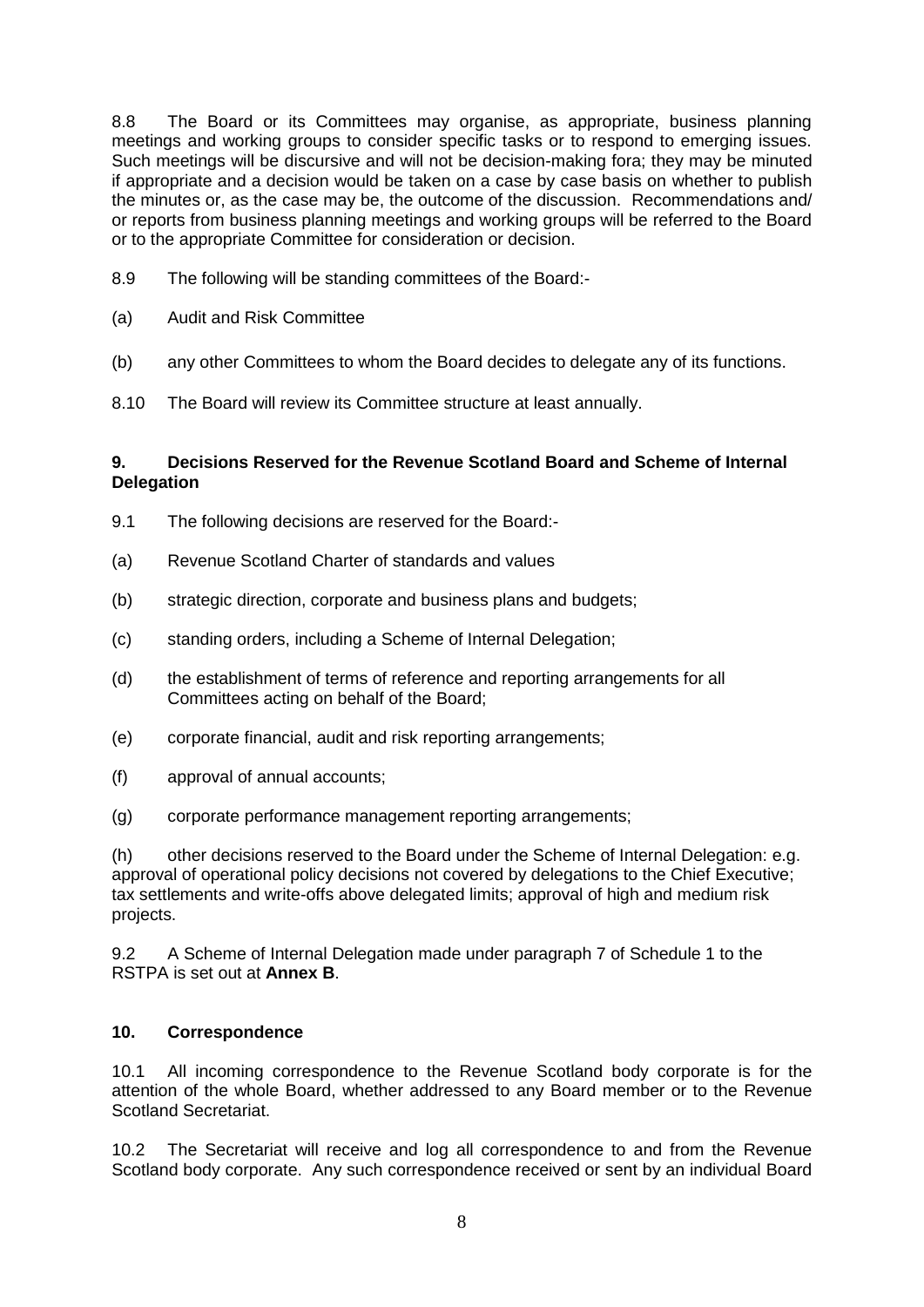8.8 The Board or its Committees may organise, as appropriate, business planning meetings and working groups to consider specific tasks or to respond to emerging issues. Such meetings will be discursive and will not be decision-making fora; they may be minuted if appropriate and a decision would be taken on a case by case basis on whether to publish the minutes or, as the case may be, the outcome of the discussion. Recommendations and/ or reports from business planning meetings and working groups will be referred to the Board or to the appropriate Committee for consideration or decision.

8.9 The following will be standing committees of the Board:-

(a) Audit and Risk Committee

(b) any other Committees to whom the Board decides to delegate any of its functions.

8.10 The Board will review its Committee structure at least annually.

## 9. Decisions Reserved for the Revenue Scotland Board and Scheme of Internal Delegation

9.1 The following decisions are reserved for the Board:-

(a) Revenue Scotland Charter of standards and values

(b) strategic direction, corporate and business plans and budgets;

(c) standing orders, including a Scheme of Internal Delegation;

(d) the establishment of terms of reference and reporting arrangements for all Committees acting on behalf of the Board;

(e) corporate financial, audit and risk reporting arrangements;

(f) approval of annual accounts;

(g) corporate performance management reporting arrangements;

(h) other decisions reserved to the Board under the Scheme of Internal Delegation: e.g. approval of operational policy decisions not covered by delegations to the Chief Executive; tax settlements and write-offs above delegated limits; approval of high and medium risk projects.

9.2 A Scheme of Internal Delegation made under paragraph 7 of Schedule 1 to the RSTPA is set out at **Annex B**.

## 10. Correspondence

10.1 All incoming correspondence to the Revenue Scotland body corporate is for the attention of the whole Board, whether addressed to any Board member or to the Revenue Scotland Secretariat.

10.2 The Secretariat will receive and log all correspondence to and from the Revenue Scotland body corporate. Any such correspondence received or sent by an individual Board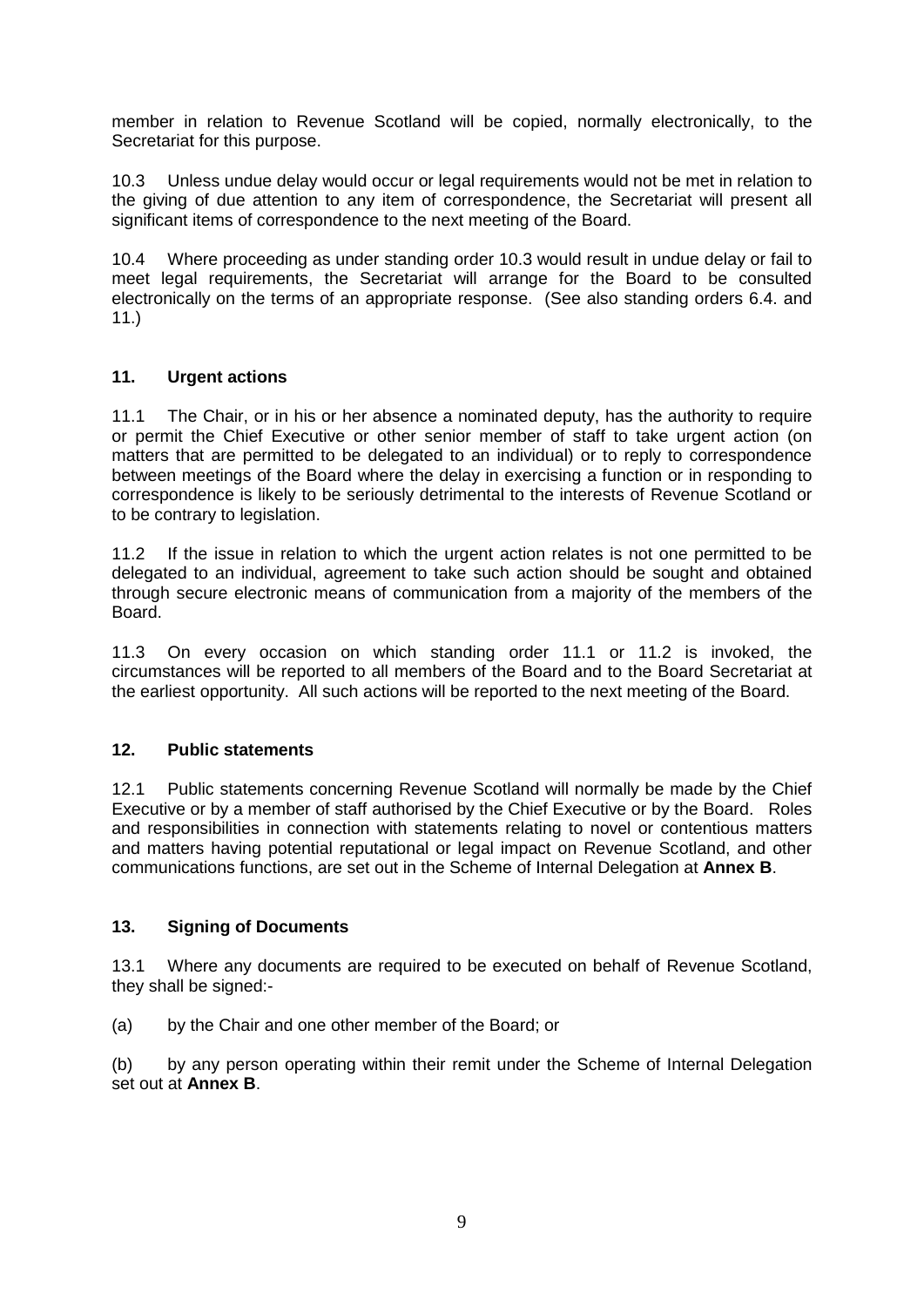member in relation to Revenue Scotland will be copied, normally electronically, to the Secretariat for this purpose.

10.3 Unless undue delay would occur or legal requirements would not be met in relation to the giving of due attention to any item of correspondence, the Secretariat will present all significant items of correspondence to the next meeting of the Board.

10.4 Where proceeding as under standing order 10.3 would result in undue delay or fail to meet legal requirements, the Secretariat will arrange for the Board to be consulted electronically on the terms of an appropriate response. (See also standing orders 6.4. and 11.)

## 11. Urgent actions

11.1 The Chair, or in his or her absence a nominated deputy, has the authority to require or permit the Chief Executive or other senior member of staff to take urgent action (on matters that are permitted to be delegated to an individual) or to reply to correspondence between meetings of the Board where the delay in exercising a function or in responding to correspondence is likely to be seriously detrimental to the interests of Revenue Scotland or to be contrary to legislation.

11.2 If the issue in relation to which the urgent action relates is not one permitted to be delegated to an individual, agreement to take such action should be sought and obtained through secure electronic means of communication from a majority of the members of the Board.

11.3 On every occasion on which standing order 11.1 or 11.2 is invoked, the circumstances will be reported to all members of the Board and to the Board Secretariat at the earliest opportunity. All such actions will be reported to the next meeting of the Board.

## 12. Public statements

12.1 Public statements concerning Revenue Scotland will normally be made by the Chief Executive or by a member of staff authorised by the Chief Executive or by the Board. Roles and responsibilities in connection with statements relating to novel or contentious matters and matters having potential reputational or legal impact on Revenue Scotland, and other communications functions, are set out in the Scheme of Internal Delegation at **Annex B**.

## 13. Signing of Documents

13.1 Where any documents are required to be executed on behalf of Revenue Scotland, they shall be signed:-

(a) by the Chair and one other member of the Board; or

(b) by any person operating within their remit under the Scheme of Internal Delegation set out at **Annex B**.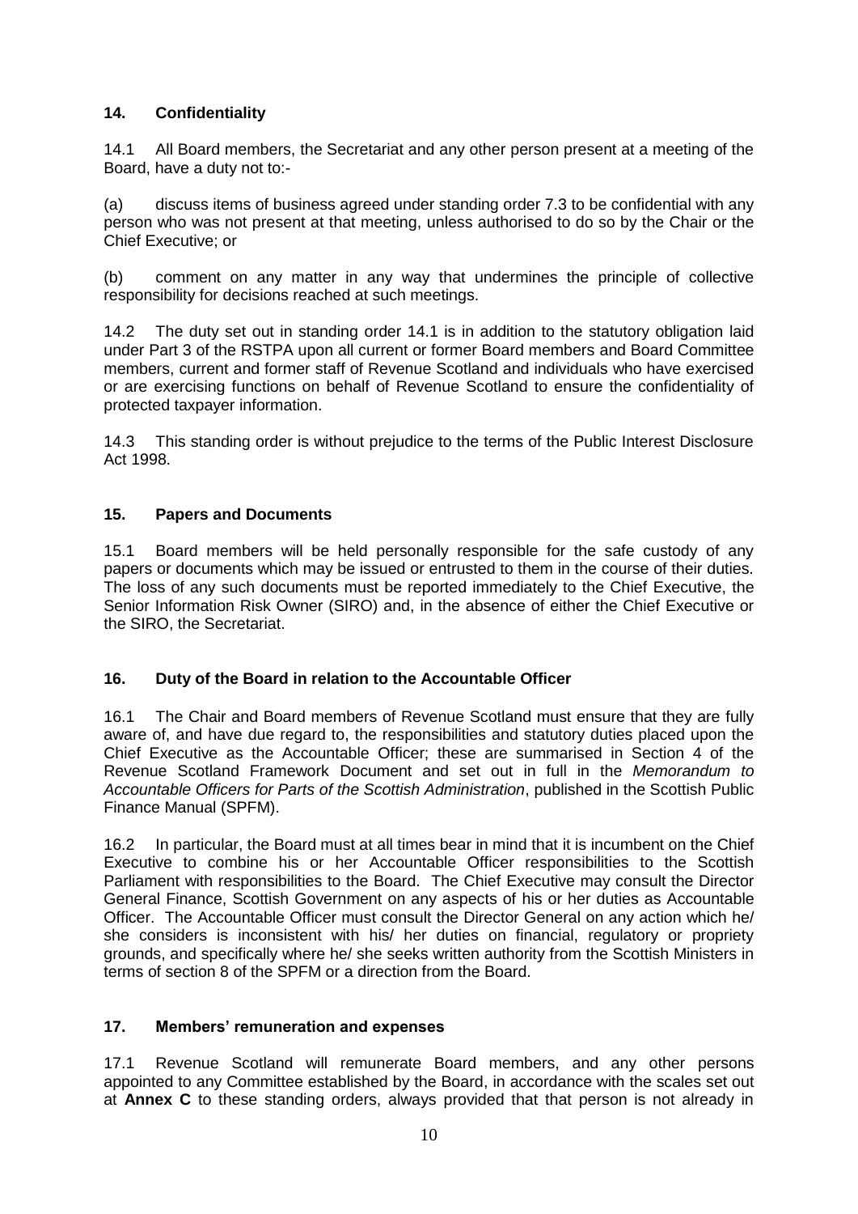## 14. Confidentiality

14.1 All Board members, the Secretariat and any other person present at a meeting of the Board, have a duty not to:-

(a) discuss items of business agreed under standing order 7.3 to be confidential with any person who was not present at that meeting, unless authorised to do so by the Chair or the Chief Executive; or

(b) comment on any matter in any way that undermines the principle of collective responsibility for decisions reached at such meetings.

14.2 The duty set out in standing order 14.1 is in addition to the statutory obligation laid under Part 3 of the RSTPA upon all current or former Board members and Board Committee members, current and former staff of Revenue Scotland and individuals who have exercised or are exercising functions on behalf of Revenue Scotland to ensure the confidentiality of protected taxpayer information.

14.3 This standing order is without prejudice to the terms of the Public Interest Disclosure Act 1998.

## 15. Papers and Documents

15.1 Board members will be held personally responsible for the safe custody of any papers or documents which may be issued or entrusted to them in the course of their duties. The loss of any such documents must be reported immediately to the Chief Executive, the Senior Information Risk Owner (SIRO) and, in the absence of either the Chief Executive or the SIRO, the Secretariat.

## 16. Duty of the Board in relation to the Accountable Officer

16.1 The Chair and Board members of Revenue Scotland must ensure that they are fully aware of, and have due regard to, the responsibilities and statutory duties placed upon the Chief Executive as the Accountable Officer; these are summarised in Section 4 of the Revenue Scotland Framework Document and set out in full in the *Memorandum to Accountable Officers for Parts of the Scottish Administration*, published in the Scottish Public Finance Manual (SPFM).

16.2 In particular, the Board must at all times bear in mind that it is incumbent on the Chief Executive to combine his or her Accountable Officer responsibilities to the Scottish Parliament with responsibilities to the Board. The Chief Executive may consult the Director General Finance, Scottish Government on any aspects of his or her duties as Accountable Officer. The Accountable Officer must consult the Director General on any action which he/ she considers is inconsistent with his/ her duties on financial, regulatory or propriety grounds, and specifically where he/ she seeks written authority from the Scottish Ministers in terms of section 8 of the SPFM or a direction from the Board.

## 17. Members' remuneration and expenses

17.1 Revenue Scotland will remunerate Board members, and any other persons appointed to any Committee established by the Board, in accordance with the scales set out at **Annex C** to these standing orders, always provided that that person is not already in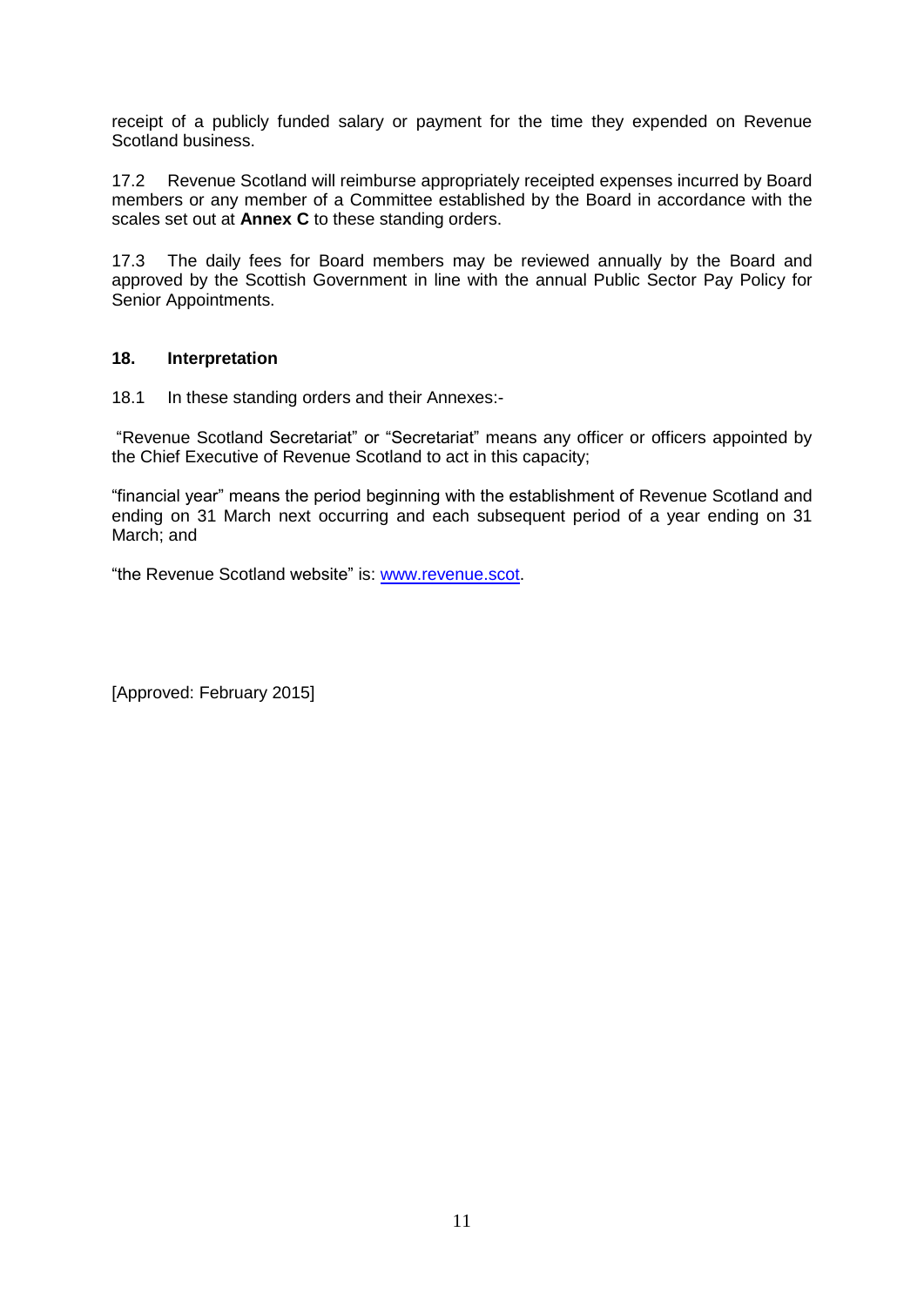receipt of a publicly funded salary or payment for the time they expended on Revenue Scotland business.

17.2 Revenue Scotland will reimburse appropriately receipted expenses incurred by Board members or any member of a Committee established by the Board in accordance with the scales set out at **Annex C** to these standing orders.

17.3 The daily fees for Board members may be reviewed annually by the Board and approved by the Scottish Government in line with the annual Public Sector Pay Policy for Senior Appointments.

## 18. Interpretation

18.1 In these standing orders and their Annexes:-

"Revenue Scotland Secretariat" or "Secretariat" means any officer or officers appointed by the Chief Executive of Revenue Scotland to act in this capacity;

"financial year" means the period beginning with the establishment of Revenue Scotland and ending on 31 March next occurring and each subsequent period of a year ending on 31 March; and

"the Revenue Scotland website" is: [www.revenue.scot](http://www.revenue.scot).

[Approved: February 2015]